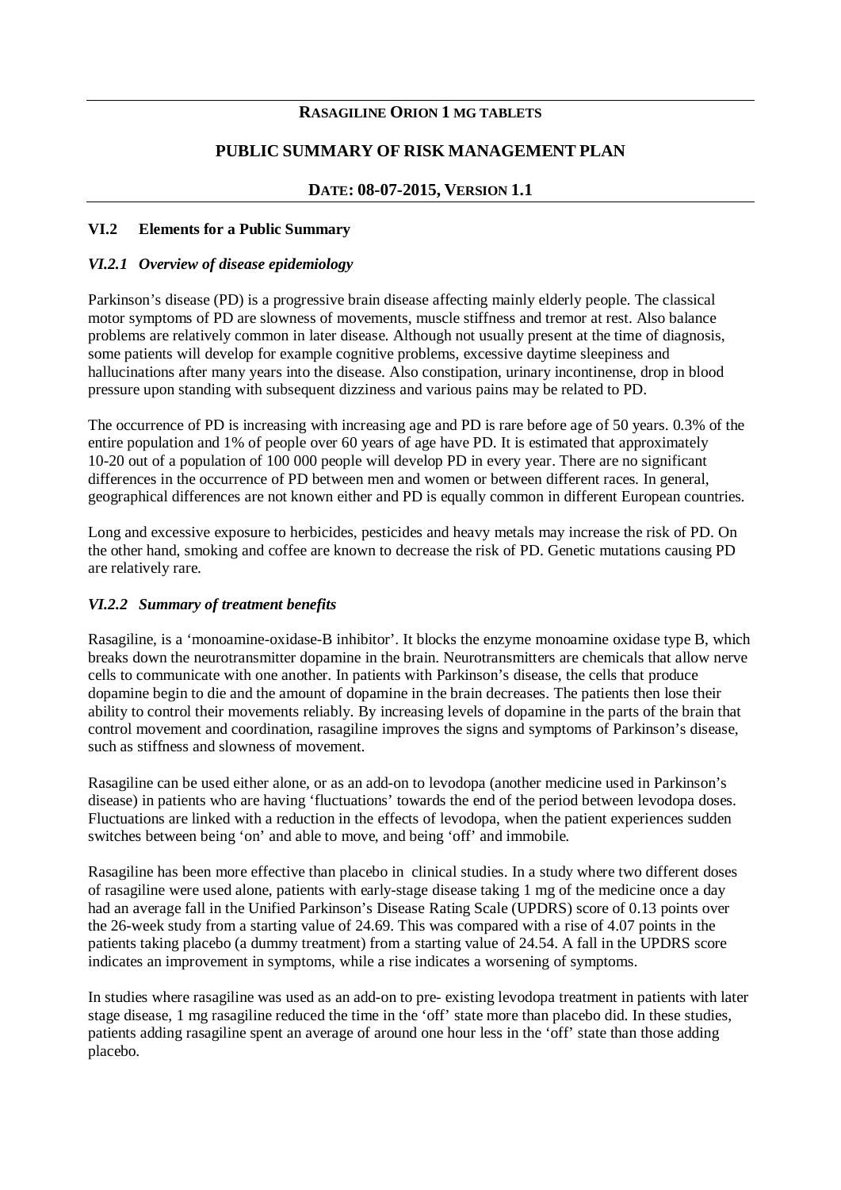**RASAGILINE ORION 1 MG TABLETS**

# PUBLIC SUMMARY OF RISK MANAGEMENT PLAN

**DATE: 08-07-2015, VERSION 1.1**

## VI.2 Elements for a Public Summary

### *VI.2.1 Overview of disease epidemiology*

Parkinson's disease (PD) is a progressive brain disease affecting mainly elderly people. The classical motor symptoms of PD are slowness of movements, muscle stiffness and tremor at rest. Also balance problems are relatively common in later disease. Although not usually present at the time of diagnosis, some patients will develop for example cognitive problems, excessive daytime sleepiness and hallucinations after many years into the disease. Also constipation, urinary incontinense, drop in blood pressure upon standing with subsequent dizziness and various pains may be related to PD.

The occurrence of PD is increasing with increasing age and PD is rare before age of 50 years. 0.3% of the entire population and 1% of people over 60 years of age have PD. It is estimated that approximately 10-20 out of a population of 100 000 people will develop PD in every year. There are no significant differences in the occurrence of PD between men and women or between different races. In general, geographical differences are not known either and PD is equally common in different European countries.

Long and excessive exposure to herbicides, pesticides and heavy metals may increase the risk of PD. On the other hand, smoking and coffee are known to decrease the risk of PD. Genetic mutations causing PD are relatively rare.

### *VI.2.2 Summary of treatment benefits*

Rasagiline, is a 'monoamine-oxidase-B inhibitor'. It blocks the enzyme monoamine oxidase type B, which breaks down the neurotransmitter dopamine in the brain. Neurotransmitters are chemicals that allow nerve cells to communicate with one another. In patients with Parkinson's disease, the cells that produce dopamine begin to die and the amount of dopamine in the brain decreases. The patients then lose their ability to control their movements reliably. By increasing levels of dopamine in the parts of the brain that control movement and coordination, rasagiline improves the signs and symptoms of Parkinson's disease, such as stiffness and slowness of movement.

Rasagiline can be used either alone, or as an add-on to levodopa (another medicine used in Parkinson's disease) in patients who are having 'fluctuations' towards the end of the period between levodopa doses. Fluctuations are linked with a reduction in the effects of levodopa, when the patient experiences sudden switches between being 'on' and able to move, and being 'off' and immobile.

Rasagiline has been more effective than placebo in clinical studies. In a study where two different doses of rasagiline were used alone, patients with early-stage disease taking 1 mg of the medicine once a day had an average fall in the Unified Parkinson's Disease Rating Scale (UPDRS) score of 0.13 points over the 26-week study from a starting value of 24.69. This was compared with a rise of 4.07 points in the patients taking placebo (a dummy treatment) from a starting value of 24.54. A fall in the UPDRS score indicates an improvement in symptoms, while a rise indicates a worsening of symptoms.

In studies where rasagiline was used as an add-on to pre- existing levodopa treatment in patients with later stage disease, 1 mg rasagiline reduced the time in the 'off' state more than placebo did. In these studies, patients adding rasagiline spent an average of around one hour less in the 'off' state than those adding placebo.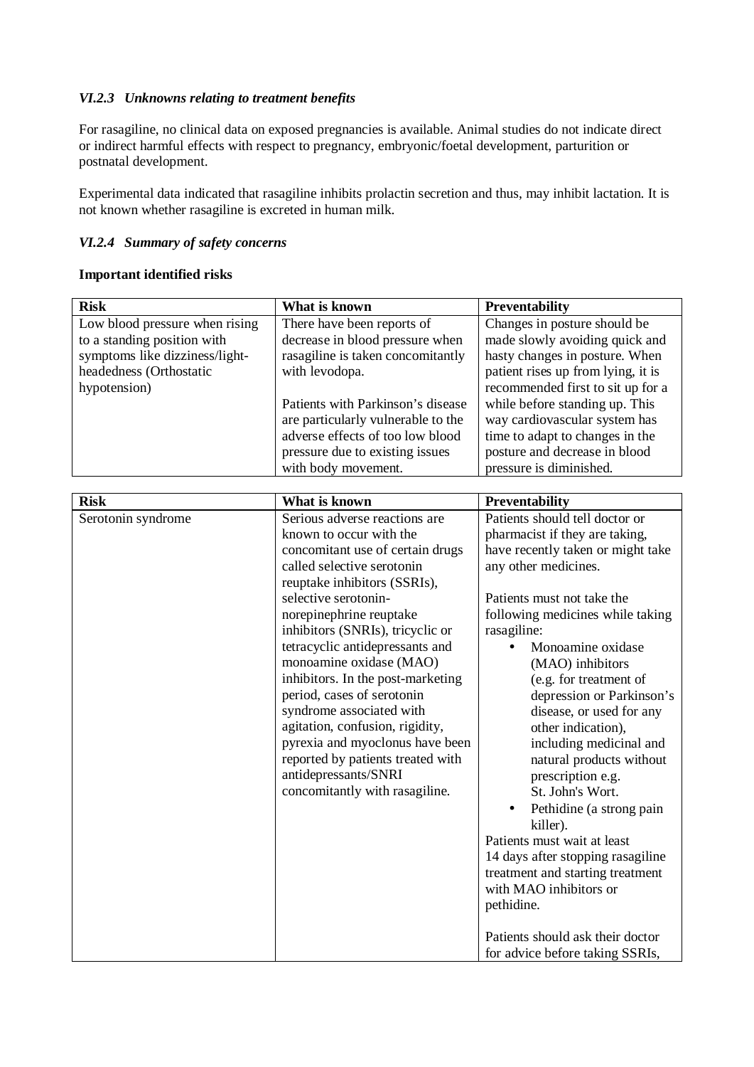### *VI.2.3 Unknowns relating to treatment benefits*

For rasagiline, no clinical data on exposed pregnancies is available. Animal studies do not indicate direct or indirect harmful effects with respect to pregnancy, embryonic/foetal development, parturition or postnatal development.

Experimental data indicated that rasagiline inhibits prolactin secretion and thus, may inhibit lactation. It is not known whether rasagiline is excreted in human milk.

### *VI.2.4 Summary of safety concerns*

**Important identified risks**

| Risk | What is known | Preventability |
|---|---|---|
| Low blood pressure when rising to a standing position with symptoms like dizziness/light-headedness (Orthostatic hypotension) | There have been reports of decrease in blood pressure when rasagiline is taken concomitantly with levodopa.<br><br>Patients with Parkinson's disease are particularly vulnerable to the adverse effects of too low blood pressure due to existing issues with body movement. | Changes in posture should be made slowly avoiding quick and hasty changes in posture. When patient rises up from lying, it is recommended first to sit up for a while before standing up. This way cardiovascular system has time to adapt to changes in the posture and decrease in blood pressure is diminished. |

| Risk | What is known | Preventability |
|---|---|---|
| Serotonin syndrome | Serious adverse reactions are known to occur with the concomitant use of certain drugs called selective serotonin reuptake inhibitors (SSRIs), selective serotonin-norepinephrine reuptake inhibitors (SNRIs), tricyclic or tetracyclic antidepressants and monoamine oxidase (MAO) inhibitors. In the post-marketing period, cases of serotonin syndrome associated with agitation, confusion, rigidity, pyrexia and myoclonus have been reported by patients treated with antidepressants/SNRI concomitantly with rasagiline. | Patients should tell doctor or pharmacist if they are taking, have recently taken or might take any other medicines.<br><br>Patients must not take the following medicines while taking rasagiline:<br>• Monoamine oxidase (MAO) inhibitors (e.g. for treatment of depression or Parkinson's disease, or used for any other indication), including medicinal and natural products without prescription e.g. St. John's Wort.<br>• Pethidine (a strong pain killer).<br>Patients must wait at least 14 days after stopping rasagiline treatment and starting treatment with MAO inhibitors or pethidine.<br><br>Patients should ask their doctor for advice before taking SSRIs, |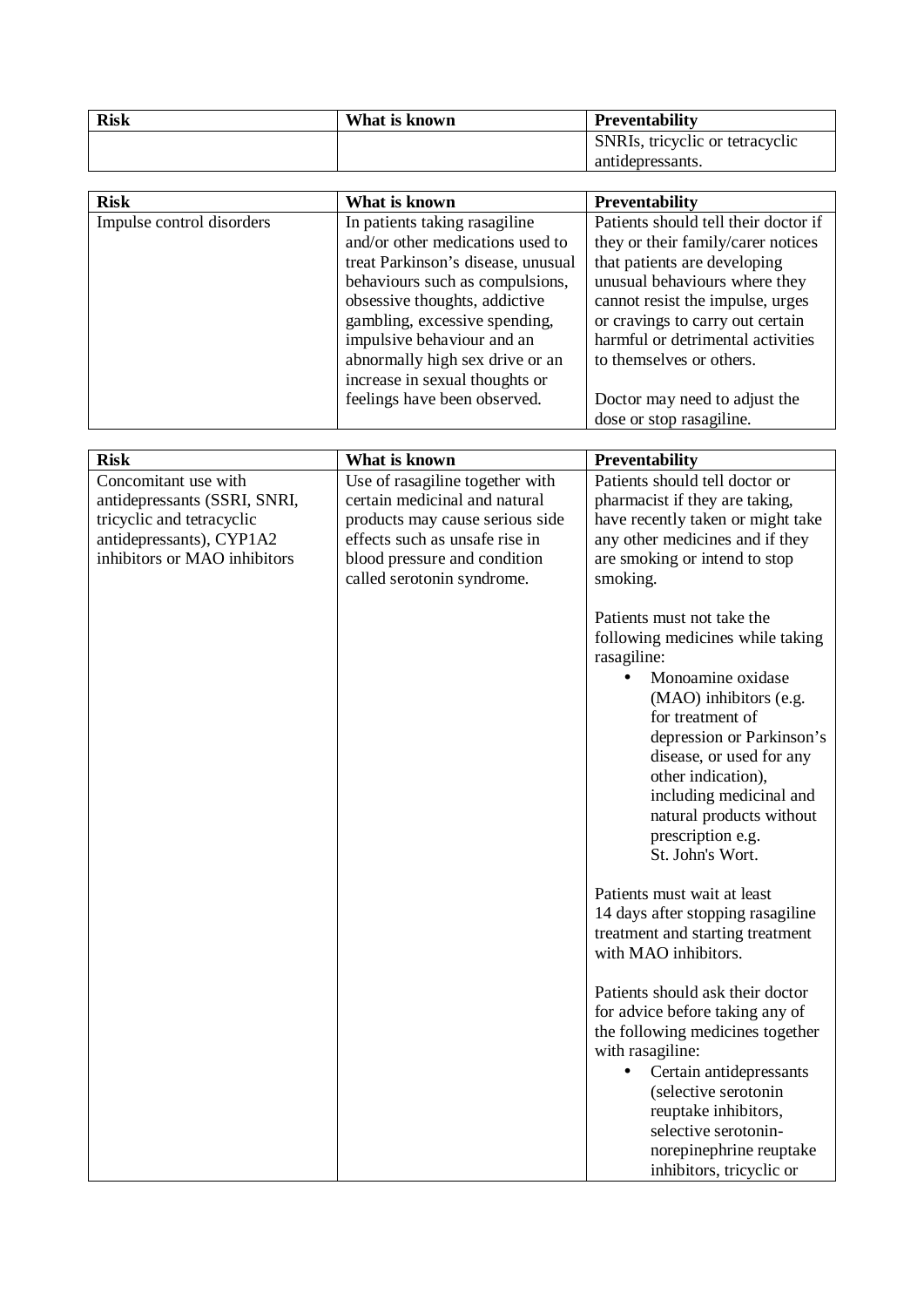| Risk | What is known | Preventability |
|---|---|---|
| | | SNRIs, tricyclic or tetracyclic antidepressants. |

| Risk | What is known | Preventability |
|---|---|---|
| Impulse control disorders | In patients taking rasagiline and/or other medications used to treat Parkinson's disease, unusual behaviours such as compulsions, obsessive thoughts, addictive gambling, excessive spending, impulsive behaviour and an abnormally high sex drive or an increase in sexual thoughts or feelings have been observed. | Patients should tell their doctor if they or their family/carer notices that patients are developing unusual behaviours where they cannot resist the impulse, urges or cravings to carry out certain harmful or detrimental activities to themselves or others.<br><br>Doctor may need to adjust the dose or stop rasagiline. |

| Risk | What is known | Preventability |
|---|---|---|
| Concomitant use with antidepressants (SSRI, SNRI, tricyclic and tetracyclic antidepressants), CYP1A2 inhibitors or MAO inhibitors | Use of rasagiline together with certain medicinal and natural products may cause serious side effects such as unsafe rise in blood pressure and condition called serotonin syndrome. | Patients should tell doctor or pharmacist if they are taking, have recently taken or might take any other medicines and if they are smoking or intend to stop smoking.<br><br>Patients must not take the following medicines while taking rasagiline:<br>• Monoamine oxidase (MAO) inhibitors (e.g. for treatment of depression or Parkinson's disease, or used for any other indication), including medicinal and natural products without prescription e.g. St. John's Wort.<br><br>Patients must wait at least 14 days after stopping rasagiline treatment and starting treatment with MAO inhibitors.<br><br>Patients should ask their doctor for advice before taking any of the following medicines together with rasagiline:<br>• Certain antidepressants (selective serotonin reuptake inhibitors, selective serotonin-norepinephrine reuptake inhibitors, tricyclic or |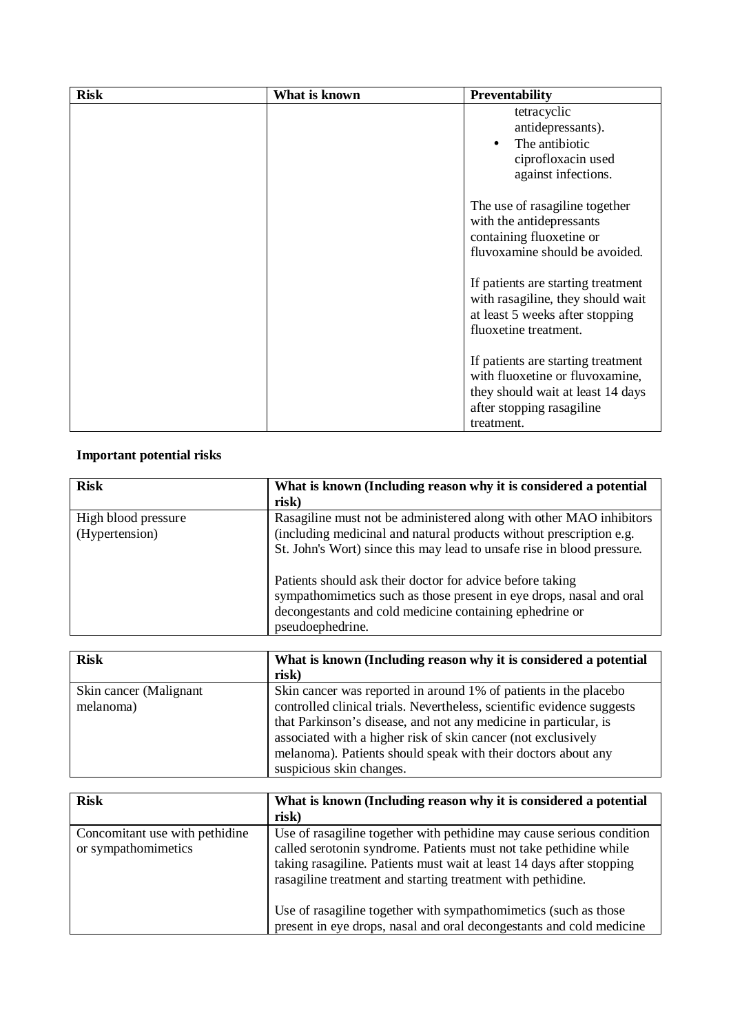| Risk | What is known | Preventability |
| --- | --- | --- |
| | | tetracyclic antidepressants).<br>• The antibiotic ciprofloxacin used against infections.<br><br>The use of rasagiline together with the antidepressants containing fluoxetine or fluvoxamine should be avoided.<br><br>If patients are starting treatment with rasagiline, they should wait at least 5 weeks after stopping fluoxetine treatment.<br><br>If patients are starting treatment with fluoxetine or fluvoxamine, they should wait at least 14 days after stopping rasagiline treatment. |

**Important potential risks**

| Risk | What is known (Including reason why it is considered a potential risk) |
| --- | --- |
| High blood pressure (Hypertension) | Rasagiline must not be administered along with other MAO inhibitors (including medicinal and natural products without prescription e.g. St. John's Wort) since this may lead to unsafe rise in blood pressure.<br><br>Patients should ask their doctor for advice before taking sympathomimetics such as those present in eye drops, nasal and oral decongestants and cold medicine containing ephedrine or pseudoephedrine. |

| Risk | What is known (Including reason why it is considered a potential risk) |
| --- | --- |
| Skin cancer (Malignant melanoma) | Skin cancer was reported in around 1% of patients in the placebo controlled clinical trials. Nevertheless, scientific evidence suggests that Parkinson's disease, and not any medicine in particular, is associated with a higher risk of skin cancer (not exclusively melanoma). Patients should speak with their doctors about any suspicious skin changes. |

| Risk | What is known (Including reason why it is considered a potential risk) |
| --- | --- |
| Concomitant use with pethidine or sympathomimetics | Use of rasagiline together with pethidine may cause serious condition called serotonin syndrome. Patients must not take pethidine while taking rasagiline. Patients must wait at least 14 days after stopping rasagiline treatment and starting treatment with pethidine.<br><br>Use of rasagiline together with sympathomimetics (such as those present in eye drops, nasal and oral decongestants and cold medicine |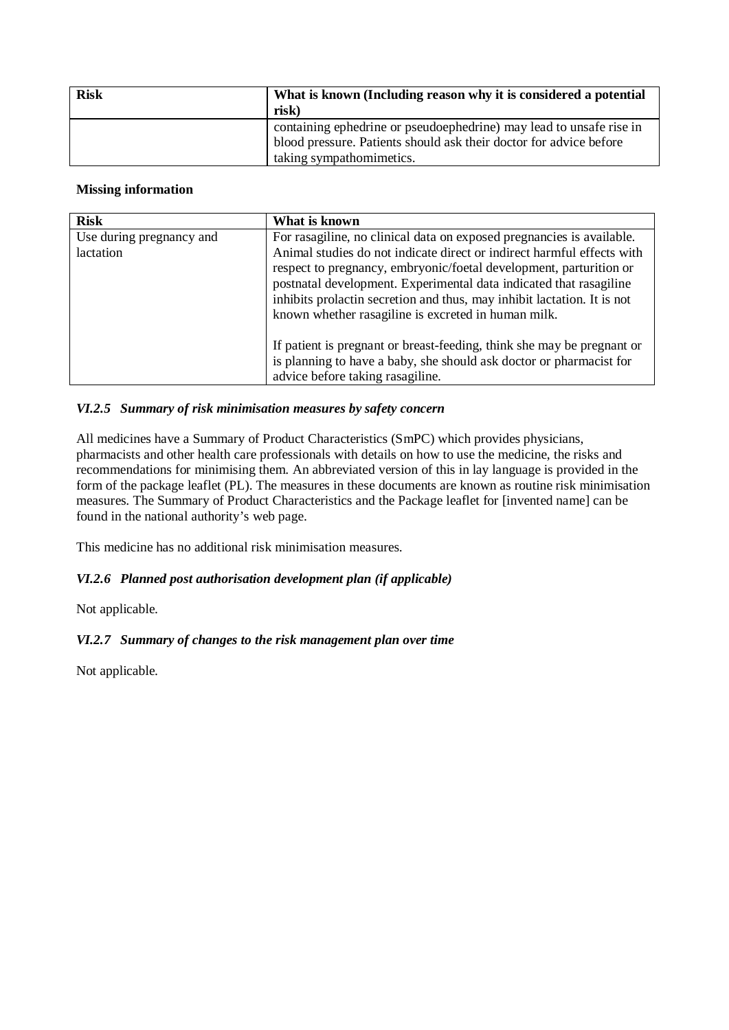| Risk | What is known (Including reason why it is considered a potential risk) |
|---|---|
| | containing ephedrine or pseudoephedrine) may lead to unsafe rise in blood pressure. Patients should ask their doctor for advice before taking sympathomimetics. |

**Missing information**

| Risk | What is known |
|---|---|
| Use during pregnancy and lactation | For rasagiline, no clinical data on exposed pregnancies is available. Animal studies do not indicate direct or indirect harmful effects with respect to pregnancy, embryonic/foetal development, parturition or postnatal development. Experimental data indicated that rasagiline inhibits prolactin secretion and thus, may inhibit lactation. It is not known whether rasagiline is excreted in human milk.<br><br>If patient is pregnant or breast-feeding, think she may be pregnant or is planning to have a baby, she should ask doctor or pharmacist for advice before taking rasagiline. |

### *VI.2.5 Summary of risk minimisation measures by safety concern*

All medicines have a Summary of Product Characteristics (SmPC) which provides physicians, pharmacists and other health care professionals with details on how to use the medicine, the risks and recommendations for minimising them. An abbreviated version of this in lay language is provided in the form of the package leaflet (PL). The measures in these documents are known as routine risk minimisation measures. The Summary of Product Characteristics and the Package leaflet for [invented name] can be found in the national authority's web page.

This medicine has no additional risk minimisation measures.

### *VI.2.6 Planned post authorisation development plan (if applicable)*

Not applicable.

### *VI.2.7 Summary of changes to the risk management plan over time*

Not applicable.